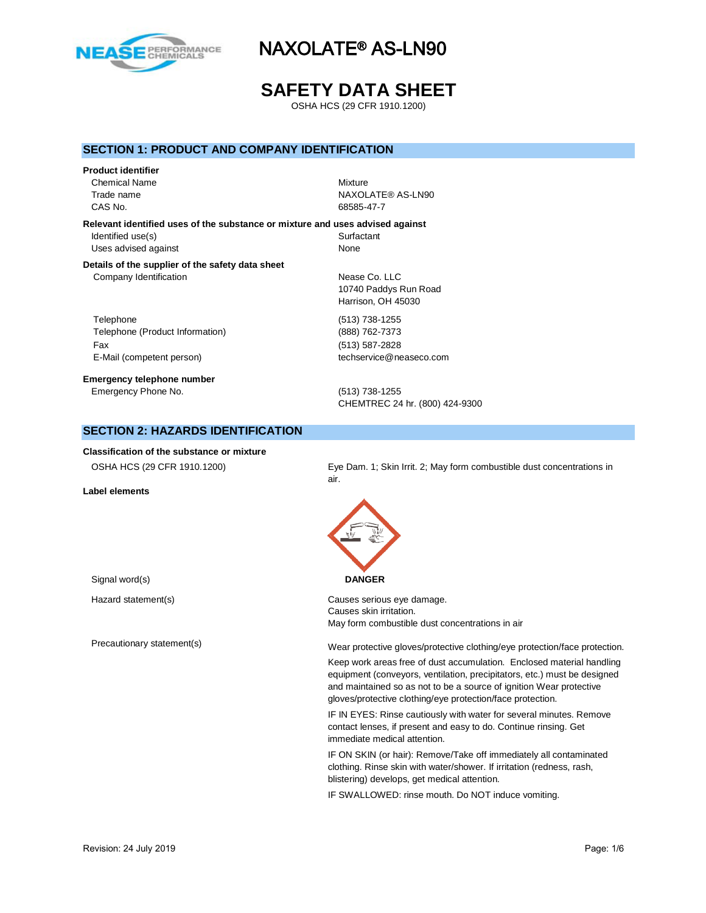# NAXOLATE® AS-LN90

# SAFETY DATA SHEET

OSHA HCS (29 CFR 1910.1200)

## SECTION 1: PRODUCT AND COMPANY IDENTIFICATION

**Product identifier**

| | |
|---|---|
| Chemical Name | Mixture |
| Trade name | NAXOLATE® AS-LN90 |
| CAS No. | 68585-47-7 |

**Relevant identified uses of the substance or mixture and uses advised against**

| | |
|---|---|
| Identified use(s) | Surfactant |
| Uses advised against | None |

**Details of the supplier of the safety data sheet**

| | |
|---|---|
| Company Identification | Nease Co. LLC<br>10740 Paddys Run Road<br>Harrison, OH 45030 |
| Telephone | (513) 738-1255 |
| Telephone (Product Information) | (888) 762-7373 |
| Fax | (513) 587-2828 |
| E-Mail (competent person) | techservice@neaseco.com |

**Emergency telephone number**

| | |
|---|---|
| Emergency Phone No. | (513) 738-1255<br>CHEMTREC 24 hr. (800) 424-9300 |

## SECTION 2: HAZARDS IDENTIFICATION

**Classification of the substance or mixture**

OSHA HCS (29 CFR 1910.1200): Eye Dam. 1; Skin Irrit. 2; May form combustible dust concentrations in air.

**Label elements**

Signal word(s): **DANGER**

Hazard statement(s):
Causes serious eye damage.
Causes skin irritation.
May form combustible dust concentrations in air

Precautionary statement(s):

Wear protective gloves/protective clothing/eye protection/face protection.

Keep work areas free of dust accumulation. Enclosed material handling equipment (conveyors, ventilation, precipitators, etc.) must be designed and maintained so as not to be a source of ignition Wear protective gloves/protective clothing/eye protection/face protection.

IF IN EYES: Rinse cautiously with water for several minutes. Remove contact lenses, if present and easy to do. Continue rinsing. Get immediate medical attention.

IF ON SKIN (or hair): Remove/Take off immediately all contaminated clothing. Rinse skin with water/shower. If irritation (redness, rash, blistering) develops, get medical attention.

IF SWALLOWED: rinse mouth. Do NOT induce vomiting.

Revision: 24 July 2019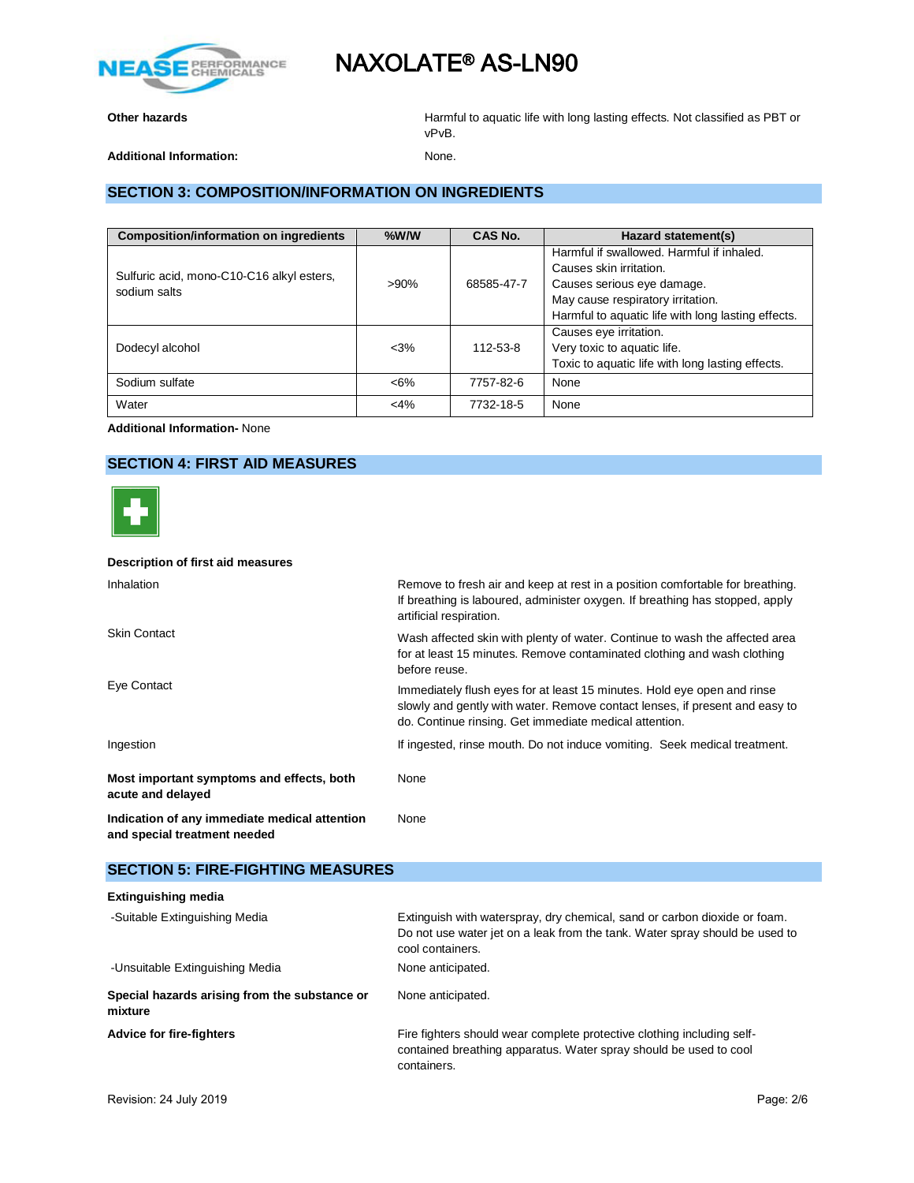**Other hazards** — Harmful to aquatic life with long lasting effects. Not classified as PBT or vPvB.

**Additional Information:** — None.

## SECTION 3: COMPOSITION/INFORMATION ON INGREDIENTS

| Composition/information on ingredients | %W/W | CAS No. | Hazard statement(s) |
|---|---|---|---|
| Sulfuric acid, mono-C10-C16 alkyl esters, sodium salts | >90% | 68585-47-7 | Harmful if swallowed. Harmful if inhaled.<br>Causes skin irritation.<br>Causes serious eye damage.<br>May cause respiratory irritation.<br>Harmful to aquatic life with long lasting effects. |
| Dodecyl alcohol | <3% | 112-53-8 | Causes eye irritation.<br>Very toxic to aquatic life.<br>Toxic to aquatic life with long lasting effects. |
| Sodium sulfate | <6% | 7757-82-6 | None |
| Water | <4% | 7732-18-5 | None |

**Additional Information-** None

## SECTION 4: FIRST AID MEASURES

**Description of first aid measures**

Inhalation — Remove to fresh air and keep at rest in a position comfortable for breathing. If breathing is laboured, administer oxygen. If breathing has stopped, apply artificial respiration.

Skin Contact — Wash affected skin with plenty of water. Continue to wash the affected area for at least 15 minutes. Remove contaminated clothing and wash clothing before reuse.

Eye Contact — Immediately flush eyes for at least 15 minutes. Hold eye open and rinse slowly and gently with water. Remove contact lenses, if present and easy to do. Continue rinsing. Get immediate medical attention.

Ingestion — If ingested, rinse mouth. Do not induce vomiting. Seek medical treatment.

**Most important symptoms and effects, both acute and delayed** — None

**Indication of any immediate medical attention and special treatment needed** — None

## SECTION 5: FIRE-FIGHTING MEASURES

**Extinguishing media**

-Suitable Extinguishing Media — Extinguish with waterspray, dry chemical, sand or carbon dioxide or foam. Do not use water jet on a leak from the tank. Water spray should be used to cool containers.

-Unsuitable Extinguishing Media — None anticipated.

**Special hazards arising from the substance or mixture** — None anticipated.

**Advice for fire-fighters** — Fire fighters should wear complete protective clothing including self-contained breathing apparatus. Water spray should be used to cool containers.

Revision: 24 July 2019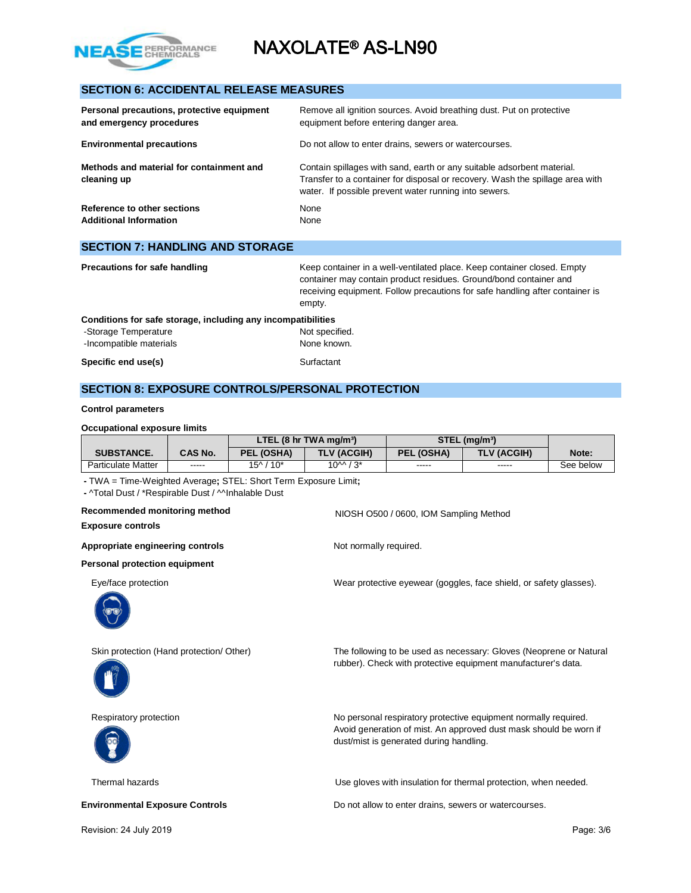## SECTION 6: ACCIDENTAL RELEASE MEASURES

**Personal precautions, protective equipment and emergency procedures**
Remove all ignition sources. Avoid breathing dust. Put on protective equipment before entering danger area.

**Environmental precautions**
Do not allow to enter drains, sewers or watercourses.

**Methods and material for containment and cleaning up**
Contain spillages with sand, earth or any suitable adsorbent material. Transfer to a container for disposal or recovery. Wash the spillage area with water. If possible prevent water running into sewers.

**Reference to other sections**
None

**Additional Information**
None

## SECTION 7: HANDLING AND STORAGE

**Precautions for safe handling**
Keep container in a well-ventilated place. Keep container closed. Empty container may contain product residues. Ground/bond container and receiving equipment. Follow precautions for safe handling after container is empty.

**Conditions for safe storage, including any incompatibilities**
- -Storage Temperature: Not specified.
- -Incompatible materials: None known.

**Specific end use(s)**
Surfactant

## SECTION 8: EXPOSURE CONTROLS/PERSONAL PROTECTION

**Control parameters**

**Occupational exposure limits**

| SUBSTANCE. | CAS No. | LTEL (8 hr TWA mg/m³) | | STEL (mg/m³) | | Note: |
|---|---|---|---|---|---|---|
| | | PEL (OSHA) | TLV (ACGIH) | PEL (OSHA) | TLV (ACGIH) | |
| Particulate Matter | ----- | 15^ / 10* | 10^^ / 3* | ----- | ----- | See below |

- TWA = Time-Weighted Average; STEL: Short Term Exposure Limit;
- ^Total Dust / *Respirable Dust / ^^Inhalable Dust

**Recommended monitoring method**
NIOSH O500 / 0600, IOM Sampling Method

**Exposure controls**

**Appropriate engineering controls**
Not normally required.

**Personal protection equipment**

Eye/face protection
Wear protective eyewear (goggles, face shield, or safety glasses).

Skin protection (Hand protection/ Other)
The following to be used as necessary: Gloves (Neoprene or Natural rubber). Check with protective equipment manufacturer's data.

Respiratory protection
No personal respiratory protective equipment normally required. Avoid generation of mist. An approved dust mask should be worn if dust/mist is generated during handling.

Thermal hazards
Use gloves with insulation for thermal protection, when needed.

**Environmental Exposure Controls**
Do not allow to enter drains, sewers or watercourses.

Revision: 24 July 2019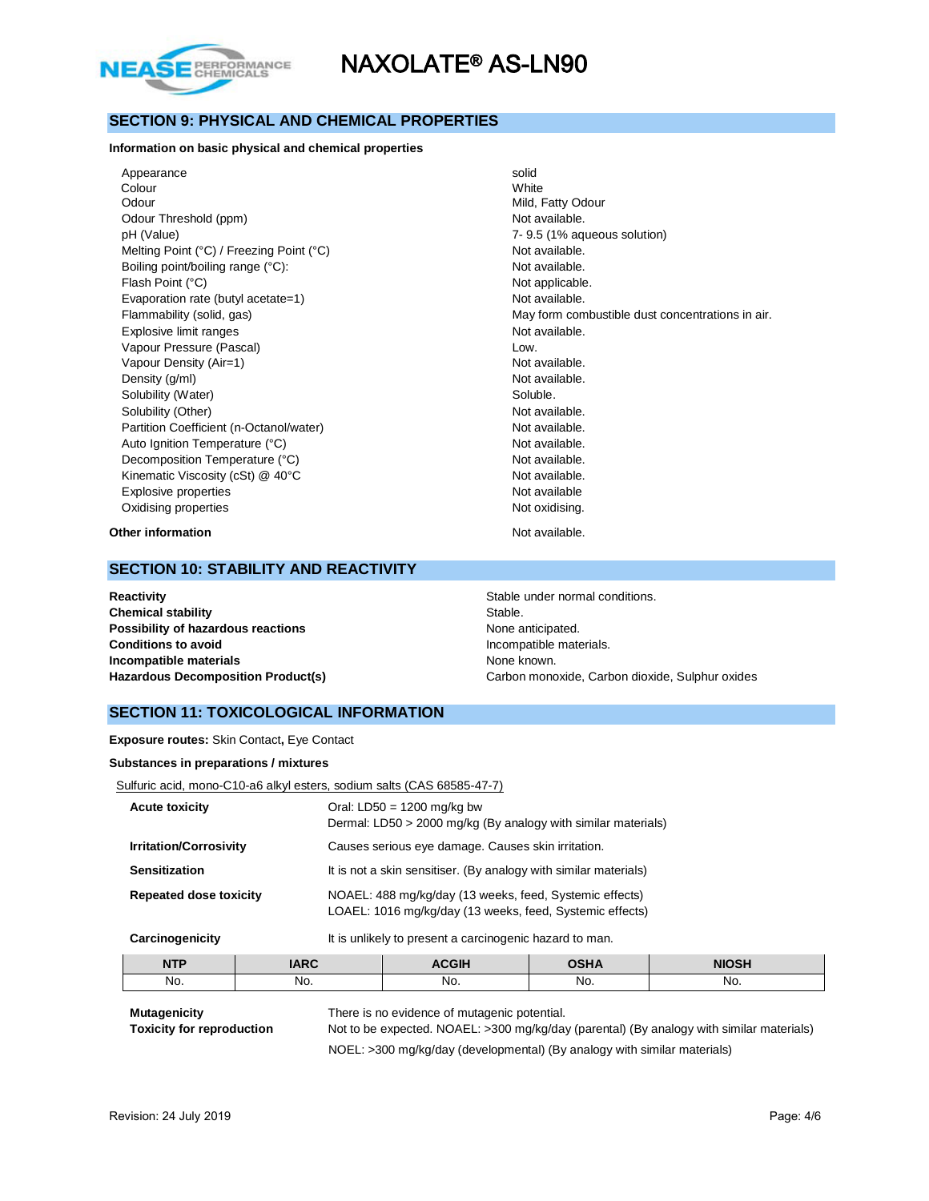## SECTION 9: PHYSICAL AND CHEMICAL PROPERTIES

**Information on basic physical and chemical properties**

| Property | Value |
|---|---|
| Appearance | solid |
| Colour | White |
| Odour | Mild, Fatty Odour |
| Odour Threshold (ppm) | Not available. |
| pH (Value) | 7- 9.5 (1% aqueous solution) |
| Melting Point (°C) / Freezing Point (°C) | Not available. |
| Boiling point/boiling range (°C): | Not available. |
| Flash Point (°C) | Not applicable. |
| Evaporation rate (butyl acetate=1) | Not available. |
| Flammability (solid, gas) | May form combustible dust concentrations in air. |
| Explosive limit ranges | Not available. |
| Vapour Pressure (Pascal) | Low. |
| Vapour Density (Air=1) | Not available. |
| Density (g/ml) | Not available. |
| Solubility (Water) | Soluble. |
| Solubility (Other) | Not available. |
| Partition Coefficient (n-Octanol/water) | Not available. |
| Auto Ignition Temperature (°C) | Not available. |
| Decomposition Temperature (°C) | Not available. |
| Kinematic Viscosity (cSt) @ 40°C | Not available. |
| Explosive properties | Not available |
| Oxidising properties | Not oxidising. |

**Other information** Not available.

## SECTION 10: STABILITY AND REACTIVITY

| | |
|---|---|
| **Reactivity** | Stable under normal conditions. |
| **Chemical stability** | Stable. |
| **Possibility of hazardous reactions** | None anticipated. |
| **Conditions to avoid** | Incompatible materials. |
| **Incompatible materials** | None known. |
| **Hazardous Decomposition Product(s)** | Carbon monoxide, Carbon dioxide, Sulphur oxides |

## SECTION 11: TOXICOLOGICAL INFORMATION

**Exposure routes:** Skin Contact**,** Eye Contact

**Substances in preparations / mixtures**

Sulfuric acid, mono-C10-a6 alkyl esters, sodium salts (CAS 68585-47-7)

| | |
|---|---|
| **Acute toxicity** | Oral: LD50 = 1200 mg/kg bw<br>Dermal: LD50 > 2000 mg/kg (By analogy with similar materials) |
| **Irritation/Corrosivity** | Causes serious eye damage. Causes skin irritation. |
| **Sensitization** | It is not a skin sensitiser. (By analogy with similar materials) |
| **Repeated dose toxicity** | NOAEL: 488 mg/kg/day (13 weeks, feed, Systemic effects)<br>LOAEL: 1016 mg/kg/day (13 weeks, feed, Systemic effects) |
| **Carcinogenicity** | It is unlikely to present a carcinogenic hazard to man. |

| NTP | IARC | ACGIH | OSHA | NIOSH |
|---|---|---|---|---|
| No. | No. | No. | No. | No. |

| | |
|---|---|
| **Mutagenicity** | There is no evidence of mutagenic potential. |
| **Toxicity for reproduction** | Not to be expected. NOAEL: >300 mg/kg/day (parental) (By analogy with similar materials)<br>NOEL: >300 mg/kg/day (developmental) (By analogy with similar materials) |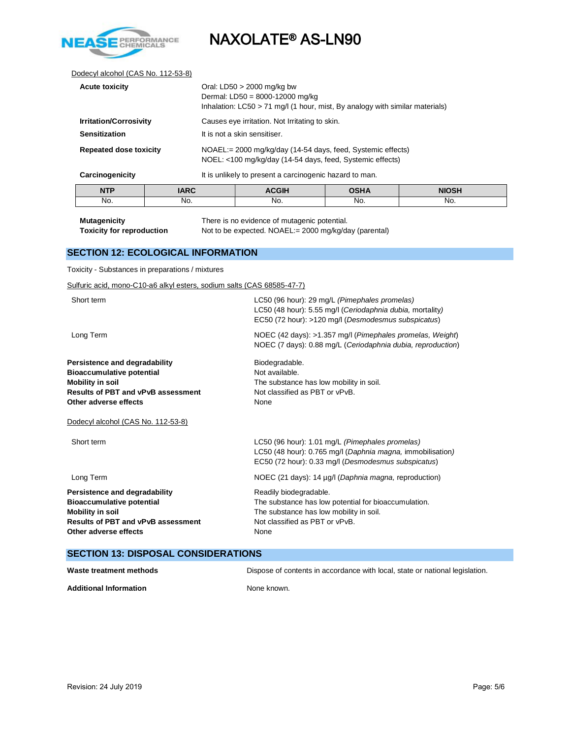Dodecyl alcohol (CAS No. 112-53-8)

**Acute toxicity**
Oral: LD50 > 2000 mg/kg bw
Dermal: LD50 = 8000-12000 mg/kg
Inhalation: LC50 > 71 mg/l (1 hour, mist, By analogy with similar materials)

**Irritation/Corrosivity** Causes eye irritation. Not Irritating to skin.

**Sensitization** It is not a skin sensitiser.

**Repeated dose toxicity**
NOAEL:= 2000 mg/kg/day (14-54 days, feed, Systemic effects)
NOEL: <100 mg/kg/day (14-54 days, feed, Systemic effects)

**Carcinogenicity** It is unlikely to present a carcinogenic hazard to man.

| NTP | IARC | ACGIH | OSHA | NIOSH |
|---|---|---|---|---|
| No. | No. | No. | No. | No. |

**Mutagenicity** There is no evidence of mutagenic potential.
**Toxicity for reproduction** Not to be expected. NOAEL:= 2000 mg/kg/day (parental)

## SECTION 12: ECOLOGICAL INFORMATION

Toxicity - Substances in preparations / mixtures

Sulfuric acid, mono-C10-a6 alkyl esters, sodium salts (CAS 68585-47-7)

Short term
LC50 (96 hour): 29 mg/L *(Pimephales promelas)*
LC50 (48 hour): 5.55 mg/l (*Ceriodaphnia dubia,* mortality*)*
EC50 (72 hour): >120 mg/l (*Desmodesmus subspicatus*)

Long Term
NOEC (42 days): >1.357 mg/l (*Pimephales promelas, Weight*)
NOEC (7 days): 0.88 mg/L (*Ceriodaphnia dubia, reproduction*)

**Persistence and degradability** Biodegradable.
**Bioaccumulative potential** Not available.
**Mobility in soil** The substance has low mobility in soil.
**Results of PBT and vPvB assessment** Not classified as PBT or vPvB.
**Other adverse effects** None

Dodecyl alcohol (CAS No. 112-53-8)

Short term
LC50 (96 hour): 1.01 mg/L *(Pimephales promelas)*
LC50 (48 hour): 0.765 mg/l (*Daphnia magna,* immobilisation*)*
EC50 (72 hour): 0.33 mg/l (*Desmodesmus subspicatus*)

Long Term
NOEC (21 days): 14 µg/l (*Daphnia magna,* reproduction)

**Persistence and degradability** Readily biodegradable.
**Bioaccumulative potential** The substance has low potential for bioaccumulation.
**Mobility in soil** The substance has low mobility in soil.
**Results of PBT and vPvB assessment** Not classified as PBT or vPvB.
**Other adverse effects** None

## SECTION 13: DISPOSAL CONSIDERATIONS

**Waste treatment methods** Dispose of contents in accordance with local, state or national legislation.

**Additional Information** None known.

Revision: 24 July 2019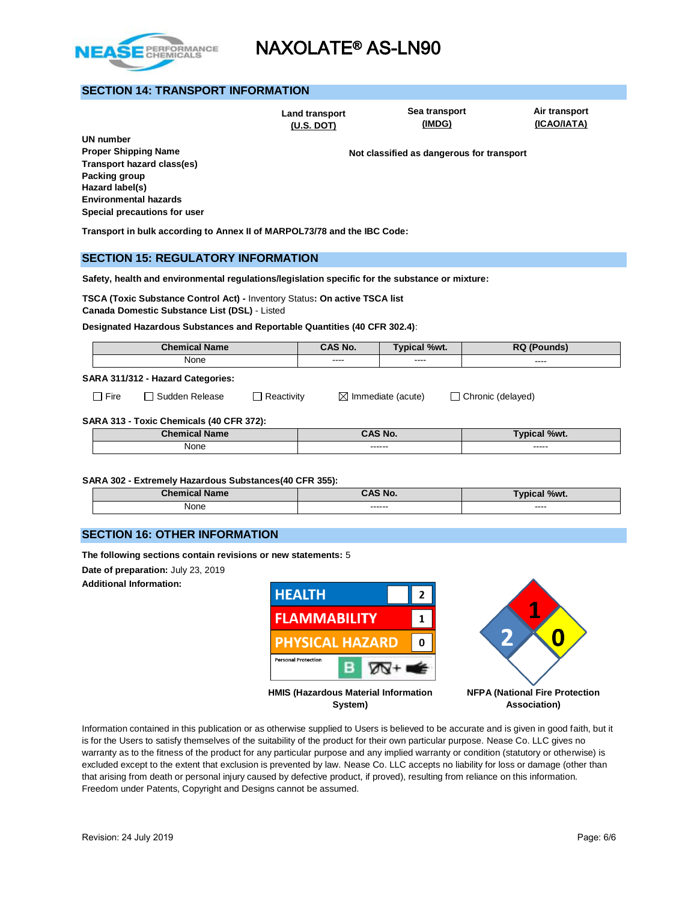## SECTION 14: TRANSPORT INFORMATION

| | Land transport (U.S. DOT) | Sea transport (IMDG) | Air transport (ICAO/IATA) |
|---|---|---|---|
| UN number | | | |
| Proper Shipping Name | | Not classified as dangerous for transport | |
| Transport hazard class(es) | | | |
| Packing group | | | |
| Hazard label(s) | | | |
| Environmental hazards | | | |
| Special precautions for user | | | |

**Transport in bulk according to Annex II of MARPOL73/78 and the IBC Code:**

## SECTION 15: REGULATORY INFORMATION

**Safety, health and environmental regulations/legislation specific for the substance or mixture:**

**TSCA (Toxic Substance Control Act) -** Inventory Status**: On active TSCA list**
**Canada Domestic Substance List (DSL)** - Listed

**Designated Hazardous Substances and Reportable Quantities (40 CFR 302.4)**:

| Chemical Name | CAS No. | Typical %wt. | RQ (Pounds) |
|---|---|---|---|
| None | ---- | ---- | ---- |

**SARA 311/312 - Hazard Categories:**

☐ Fire ☐ Sudden Release ☐ Reactivity ☒ Immediate (acute) ☐ Chronic (delayed)

**SARA 313 - Toxic Chemicals (40 CFR 372):**

| Chemical Name | CAS No. | Typical %wt. |
|---|---|---|
| None | ------ | ----- |

**SARA 302 - Extremely Hazardous Substances(40 CFR 355):**

| Chemical Name | CAS No. | Typical %wt. |
|---|---|---|
| None | ------ | ---- |

## SECTION 16: OTHER INFORMATION

**The following sections contain revisions or new statements:** 5

**Date of preparation:** July 23, 2019

**Additional Information:**

HEALTH 2
FLAMMABILITY 1
PHYSICAL HAZARD 0
Personal Protection B

**HMIS (Hazardous Material Information System)**

1
2 0

**NFPA (National Fire Protection Association)**

Information contained in this publication or as otherwise supplied to Users is believed to be accurate and is given in good faith, but it is for the Users to satisfy themselves of the suitability of the product for their own particular purpose. Nease Co. LLC gives no warranty as to the fitness of the product for any particular purpose and any implied warranty or condition (statutory or otherwise) is excluded except to the extent that exclusion is prevented by law. Nease Co. LLC accepts no liability for loss or damage (other than that arising from death or personal injury caused by defective product, if proved), resulting from reliance on this information. Freedom under Patents, Copyright and Designs cannot be assumed.

Revision: 24 July 2019